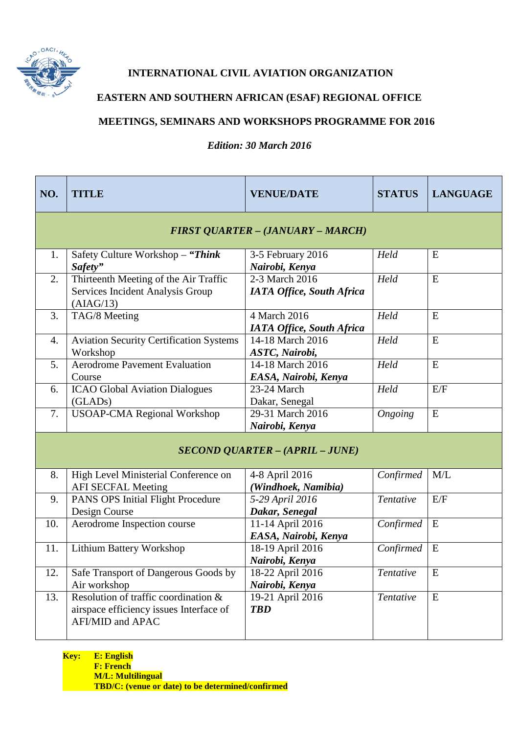**INTERNATIONAL CIVIL AVIATION ORGANIZATION**

**EASTERN AND SOUTHERN AFRICAN (ESAF) REGIONAL OFFICE**

**MEETINGS, SEMINARS AND WORKSHOPS PROGRAMME FOR 2016**

***Edition: 30 March 2016***

| NO. | TITLE | VENUE/DATE | STATUS | LANGUAGE |
|---|---|---|---|---|
| ***FIRST QUARTER – (JANUARY – MARCH)*** | | | | |
| 1. | Safety Culture Workshop – ***"Think Safety"*** | 3-5 February 2016 ***Nairobi, Kenya*** | *Held* | E |
| 2. | Thirteenth Meeting of the Air Traffic Services Incident Analysis Group (AIAG/13) | 2-3 March 2016 ***IATA Office, South Africa*** | *Held* | E |
| 3. | TAG/8 Meeting | 4 March 2016 ***IATA Office, South Africa*** | *Held* | E |
| 4. | Aviation Security Certification Systems Workshop | 14-18 March 2016 ***ASTC, Nairobi,*** | *Held* | E |
| 5. | Aerodrome Pavement Evaluation Course | 14-18 March 2016 ***EASA, Nairobi, Kenya*** | *Held* | E |
| 6. | ICAO Global Aviation Dialogues (GLADs) | 23-24 March Dakar, Senegal | *Held* | E/F |
| 7. | USOAP-CMA Regional Workshop | 29-31 March 2016 ***Nairobi, Kenya*** | *Ongoing* | E |
| ***SECOND QUARTER – (APRIL – JUNE)*** | | | | |
| 8. | High Level Ministerial Conference on AFI SECFAL Meeting | 4-8 April 2016 ***(Windhoek, Namibia)*** | *Confirmed* | M/L |
| 9. | PANS OPS Initial Flight Procedure Design Course | *5-29 April 2016* ***Dakar, Senegal*** | *Tentative* | E/F |
| 10. | Aerodrome Inspection course | 11-14 April 2016 ***EASA, Nairobi, Kenya*** | *Confirmed* | E |
| 11. | Lithium Battery Workshop | 18-19 April 2016 ***Nairobi, Kenya*** | *Confirmed* | E |
| 12. | Safe Transport of Dangerous Goods by Air workshop | 18-22 April 2016 ***Nairobi, Kenya*** | *Tentative* | E |
| 13. | Resolution of traffic coordination & airspace efficiency issues Interface of AFI/MID and APAC | 19-21 April 2016 ***TBD*** | *Tentative* | E |

**Key:**
**E: English**
**F: French**
**M/L: Multilingual**
**TBD/C: (venue or date) to be determined/confirmed**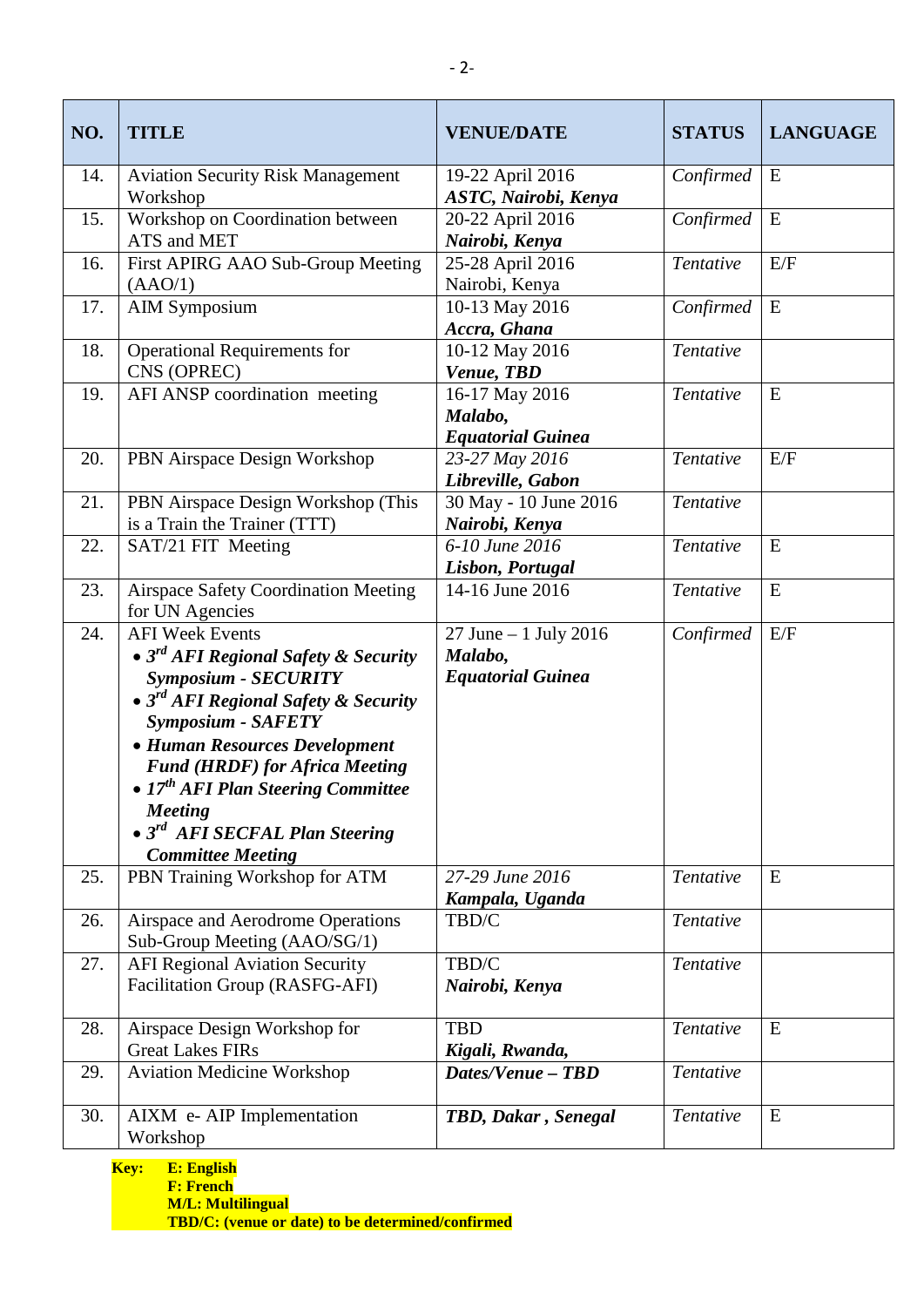| NO. | TITLE | VENUE/DATE | STATUS | LANGUAGE |
|---|---|---|---|---|
| 14. | Aviation Security Risk Management Workshop | 19-22 April 2016 ***ASTC, Nairobi, Kenya*** | *Confirmed* | E |
| 15. | Workshop on Coordination between ATS and MET | 20-22 April 2016 ***Nairobi, Kenya*** | *Confirmed* | E |
| 16. | First APIRG AAO Sub-Group Meeting (AAO/1) | 25-28 April 2016 Nairobi, Kenya | *Tentative* | E/F |
| 17. | AIM Symposium | 10-13 May 2016 ***Accra, Ghana*** | *Confirmed* | E |
| 18. | Operational Requirements for CNS (OPREC) | 10-12 May 2016 ***Venue, TBD*** | *Tentative* | |
| 19. | AFI ANSP coordination meeting | 16-17 May 2016 ***Malabo, Equatorial Guinea*** | *Tentative* | E |
| 20. | PBN Airspace Design Workshop | *23-27 May 2016* ***Libreville, Gabon*** | *Tentative* | E/F |
| 21. | PBN Airspace Design Workshop (This is a Train the Trainer (TTT) | 30 May - 10 June 2016 ***Nairobi, Kenya*** | *Tentative* | |
| 22. | SAT/21 FIT Meeting | *6-10 June 2016* ***Lisbon, Portugal*** | *Tentative* | E |
| 23. | Airspace Safety Coordination Meeting for UN Agencies | 14-16 June 2016 | *Tentative* | E |
| 24. | AFI Week Events<br>• ***3rd AFI Regional Safety & Security Symposium - SECURITY***<br>• ***3rd AFI Regional Safety & Security Symposium - SAFETY***<br>• ***Human Resources Development Fund (HRDF) for Africa Meeting***<br>• ***17th AFI Plan Steering Committee Meeting***<br>• ***3rd AFI SECFAL Plan Steering Committee Meeting*** | 27 June – 1 July 2016 ***Malabo, Equatorial Guinea*** | *Confirmed* | E/F |
| 25. | PBN Training Workshop for ATM | *27-29 June 2016* ***Kampala, Uganda*** | *Tentative* | E |
| 26. | Airspace and Aerodrome Operations Sub-Group Meeting (AAO/SG/1) | TBD/C | *Tentative* | |
| 27. | AFI Regional Aviation Security Facilitation Group (RASFG-AFI) | TBD/C ***Nairobi, Kenya*** | *Tentative* | |
| 28. | Airspace Design Workshop for Great Lakes FIRs | TBD ***Kigali, Rwanda,*** | *Tentative* | E |
| 29. | Aviation Medicine Workshop | ***Dates/Venue – TBD*** | *Tentative* | |
| 30. | AIXM e- AIP Implementation Workshop | ***TBD, Dakar , Senegal*** | *Tentative* | E |

**Key:** **E: English**
**F: French**
**M/L: Multilingual**
**TBD/C: (venue or date) to be determined/confirmed**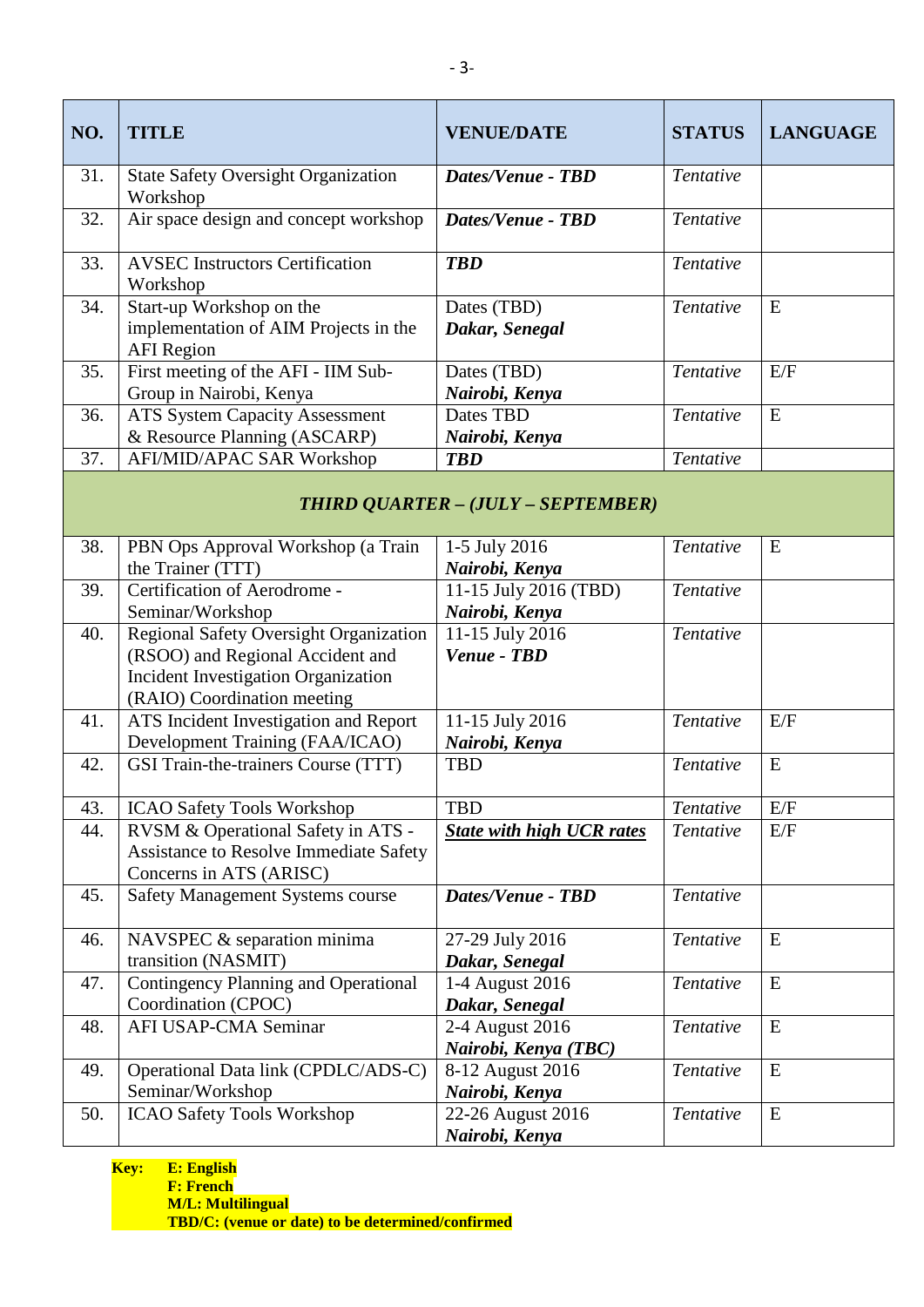| NO. | TITLE | VENUE/DATE | STATUS | LANGUAGE |
|---|---|---|---|---|
| 31. | State Safety Oversight Organization Workshop | ***Dates/Venue - TBD*** | *Tentative* | |
| 32. | Air space design and concept workshop | ***Dates/Venue - TBD*** | *Tentative* | |
| 33. | AVSEC Instructors Certification Workshop | ***TBD*** | *Tentative* | |
| 34. | Start-up Workshop on the implementation of AIM Projects in the AFI Region | Dates (TBD) ***Dakar, Senegal*** | *Tentative* | E |
| 35. | First meeting of the AFI - IIM Sub-Group in Nairobi, Kenya | Dates (TBD) ***Nairobi, Kenya*** | *Tentative* | E/F |
| 36. | ATS System Capacity Assessment & Resource Planning (ASCARP) | Dates TBD ***Nairobi, Kenya*** | *Tentative* | E |
| 37. | AFI/MID/APAC SAR Workshop | ***TBD*** | *Tentative* | |
| | ***THIRD QUARTER – (JULY – SEPTEMBER)*** | | | |
| 38. | PBN Ops Approval Workshop (a Train the Trainer (TTT) | 1-5 July 2016 ***Nairobi, Kenya*** | *Tentative* | E |
| 39. | Certification of Aerodrome - Seminar/Workshop | 11-15 July 2016 (TBD) ***Nairobi, Kenya*** | *Tentative* | |
| 40. | Regional Safety Oversight Organization (RSOO) and Regional Accident and Incident Investigation Organization (RAIO) Coordination meeting | 11-15 July 2016 ***Venue - TBD*** | *Tentative* | |
| 41. | ATS Incident Investigation and Report Development Training (FAA/ICAO) | 11-15 July 2016 ***Nairobi, Kenya*** | *Tentative* | E/F |
| 42. | GSI Train-the-trainers Course (TTT) | TBD | *Tentative* | E |
| 43. | ICAO Safety Tools Workshop | TBD | *Tentative* | E/F |
| 44. | RVSM & Operational Safety in ATS - Assistance to Resolve Immediate Safety Concerns in ATS (ARISC) | ***State with high UCR rates*** | *Tentative* | E/F |
| 45. | Safety Management Systems course | ***Dates/Venue - TBD*** | *Tentative* | |
| 46. | NAVSPEC & separation minima transition (NASMIT) | 27-29 July 2016 ***Dakar, Senegal*** | *Tentative* | E |
| 47. | Contingency Planning and Operational Coordination (CPOC) | 1-4 August 2016 ***Dakar, Senegal*** | *Tentative* | E |
| 48. | AFI USAP-CMA Seminar | 2-4 August 2016 ***Nairobi, Kenya (TBC)*** | *Tentative* | E |
| 49. | Operational Data link (CPDLC/ADS-C) Seminar/Workshop | 8-12 August 2016 ***Nairobi, Kenya*** | *Tentative* | E |
| 50. | ICAO Safety Tools Workshop | 22-26 August 2016 ***Nairobi, Kenya*** | *Tentative* | E |

**Key:**
**E: English**
**F: French**
**M/L: Multilingual**
**TBD/C: (venue or date) to be determined/confirmed**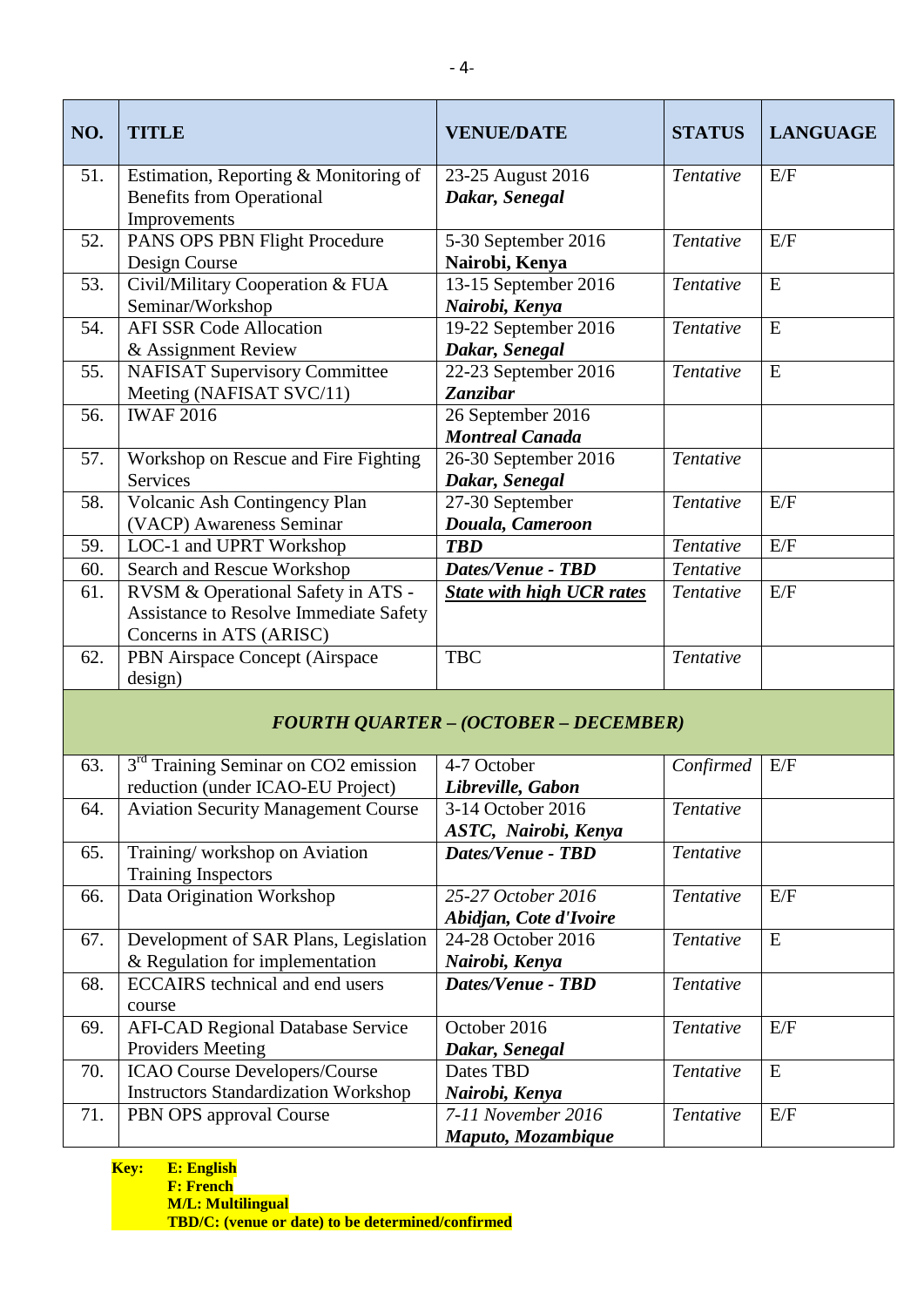| NO. | TITLE | VENUE/DATE | STATUS | LANGUAGE |
|---|---|---|---|---|
| 51. | Estimation, Reporting & Monitoring of Benefits from Operational Improvements | 23-25 August 2016 ***Dakar, Senegal*** | *Tentative* | E/F |
| 52. | PANS OPS PBN Flight Procedure Design Course | 5-30 September 2016 **Nairobi, Kenya** | *Tentative* | E/F |
| 53. | Civil/Military Cooperation & FUA Seminar/Workshop | 13-15 September 2016 ***Nairobi, Kenya*** | *Tentative* | E |
| 54. | AFI SSR Code Allocation & Assignment Review | 19-22 September 2016 ***Dakar, Senegal*** | *Tentative* | E |
| 55. | NAFISAT Supervisory Committee Meeting (NAFISAT SVC/11) | 22-23 September 2016 ***Zanzibar*** | *Tentative* | E |
| 56. | IWAF 2016 | 26 September 2016 ***Montreal Canada*** | | |
| 57. | Workshop on Rescue and Fire Fighting Services | 26-30 September 2016 ***Dakar, Senegal*** | *Tentative* | |
| 58. | Volcanic Ash Contingency Plan (VACP) Awareness Seminar | 27-30 September ***Douala, Cameroon*** | *Tentative* | E/F |
| 59. | LOC-1 and UPRT Workshop | ***TBD*** | *Tentative* | E/F |
| 60. | Search and Rescue Workshop | ***Dates/Venue - TBD*** | *Tentative* | |
| 61. | RVSM & Operational Safety in ATS - Assistance to Resolve Immediate Safety Concerns in ATS (ARISC) | ***State with high UCR rates*** | *Tentative* | E/F |
| 62. | PBN Airspace Concept (Airspace design) | TBC | *Tentative* | |
| | ***FOURTH QUARTER – (OCTOBER – DECEMBER)*** | | | |
| 63. | 3rd Training Seminar on CO2 emission reduction (under ICAO-EU Project) | 4-7 October ***Libreville, Gabon*** | *Confirmed* | E/F |
| 64. | Aviation Security Management Course | 3-14 October 2016 ***ASTC, Nairobi, Kenya*** | *Tentative* | |
| 65. | Training/ workshop on Aviation Training Inspectors | ***Dates/Venue - TBD*** | *Tentative* | |
| 66. | Data Origination Workshop | *25-27 October 2016* ***Abidjan, Cote d'Ivoire*** | *Tentative* | E/F |
| 67. | Development of SAR Plans, Legislation & Regulation for implementation | 24-28 October 2016 ***Nairobi, Kenya*** | *Tentative* | E |
| 68. | ECCAIRS technical and end users course | ***Dates/Venue - TBD*** | *Tentative* | |
| 69. | AFI-CAD Regional Database Service Providers Meeting | October 2016 ***Dakar, Senegal*** | *Tentative* | E/F |
| 70. | ICAO Course Developers/Course Instructors Standardization Workshop | Dates TBD ***Nairobi, Kenya*** | *Tentative* | E |
| 71. | PBN OPS approval Course | *7-11 November 2016* ***Maputo, Mozambique*** | *Tentative* | E/F |

**Key:** **E: English**
**F: French**
**M/L: Multilingual**
**TBD/C: (venue or date) to be determined/confirmed**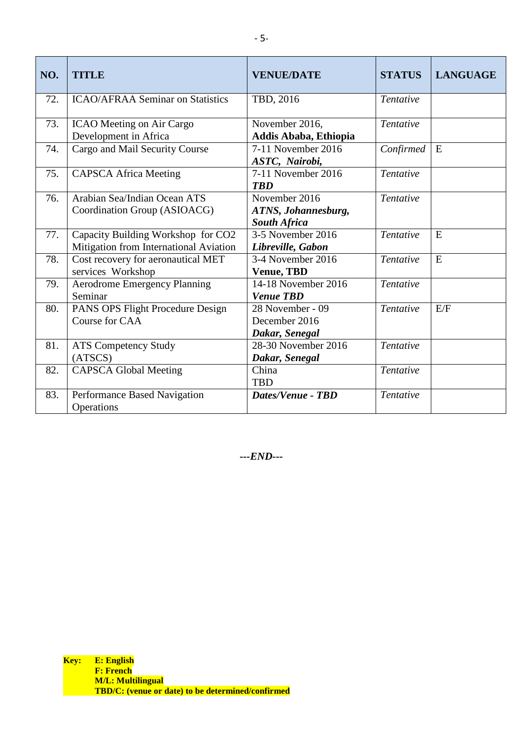| NO. | TITLE | VENUE/DATE | STATUS | LANGUAGE |
|---|---|---|---|---|
| 72. | ICAO/AFRAA Seminar on Statistics | TBD, 2016 | *Tentative* | |
| 73. | ICAO Meeting on Air Cargo Development in Africa | November 2016, **Addis Ababa, Ethiopia** | *Tentative* | |
| 74. | Cargo and Mail Security Course | 7-11 November 2016 ***ASTC, Nairobi,*** | *Confirmed* | E |
| 75. | CAPSCA Africa Meeting | 7-11 November 2016 ***TBD*** | *Tentative* | |
| 76. | Arabian Sea/Indian Ocean ATS Coordination Group (ASIOACG) | November 2016 ***ATNS, Johannesburg, South Africa*** | *Tentative* | |
| 77. | Capacity Building Workshop for CO2 Mitigation from International Aviation | 3-5 November 2016 ***Libreville, Gabon*** | *Tentative* | E |
| 78. | Cost recovery for aeronautical MET services Workshop | 3-4 November 2016 **Venue, TBD** | *Tentative* | E |
| 79. | Aerodrome Emergency Planning Seminar | 14-18 November 2016 ***Venue TBD*** | *Tentative* | |
| 80. | PANS OPS Flight Procedure Design Course for CAA | 28 November - 09 December 2016 ***Dakar, Senegal*** | *Tentative* | E/F |
| 81. | ATS Competency Study (ATSCS) | 28-30 November 2016 ***Dakar, Senegal*** | *Tentative* | |
| 82. | CAPSCA Global Meeting | China TBD | *Tentative* | |
| 83. | Performance Based Navigation Operations | ***Dates/Venue - TBD*** | *Tentative* | |

***---END---***

**Key:** **E: English**
**F: French**
**M/L: Multilingual**
**TBD/C: (venue or date) to be determined/confirmed**